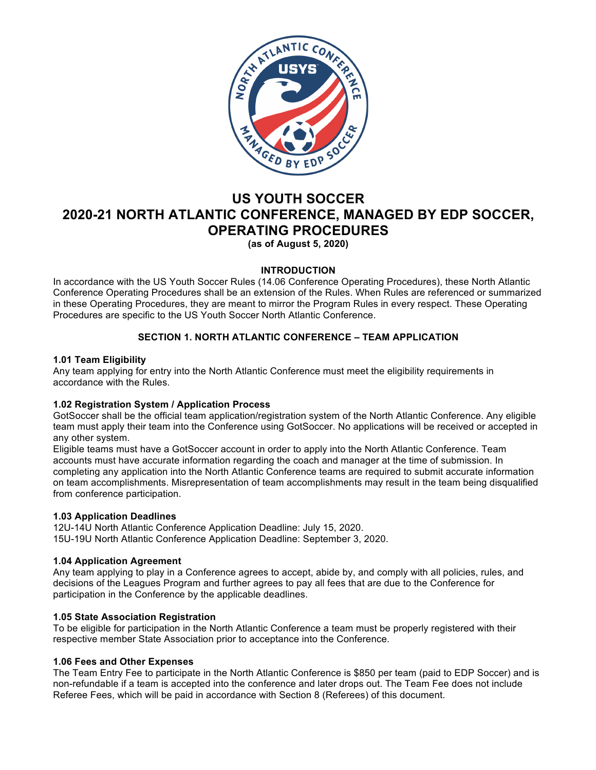# US YOUTH SOCCER
# 2020-21 NORTH ATLANTIC CONFERENCE, MANAGED BY EDP SOCCER, OPERATING PROCEDURES

**(as of August 5, 2020)**

## INTRODUCTION

In accordance with the US Youth Soccer Rules (14.06 Conference Operating Procedures), these North Atlantic Conference Operating Procedures shall be an extension of the Rules. When Rules are referenced or summarized in these Operating Procedures, they are meant to mirror the Program Rules in every respect. These Operating Procedures are specific to the US Youth Soccer North Atlantic Conference.

## SECTION 1. NORTH ATLANTIC CONFERENCE – TEAM APPLICATION

### 1.01 Team Eligibility

Any team applying for entry into the North Atlantic Conference must meet the eligibility requirements in accordance with the Rules.

### 1.02 Registration System / Application Process

GotSoccer shall be the official team application/registration system of the North Atlantic Conference. Any eligible team must apply their team into the Conference using GotSoccer. No applications will be received or accepted in any other system.

Eligible teams must have a GotSoccer account in order to apply into the North Atlantic Conference. Team accounts must have accurate information regarding the coach and manager at the time of submission. In completing any application into the North Atlantic Conference teams are required to submit accurate information on team accomplishments. Misrepresentation of team accomplishments may result in the team being disqualified from conference participation.

### 1.03 Application Deadlines

12U-14U North Atlantic Conference Application Deadline: July 15, 2020.
15U-19U North Atlantic Conference Application Deadline: September 3, 2020.

### 1.04 Application Agreement

Any team applying to play in a Conference agrees to accept, abide by, and comply with all policies, rules, and decisions of the Leagues Program and further agrees to pay all fees that are due to the Conference for participation in the Conference by the applicable deadlines.

### 1.05 State Association Registration

To be eligible for participation in the North Atlantic Conference a team must be properly registered with their respective member State Association prior to acceptance into the Conference.

### 1.06 Fees and Other Expenses

The Team Entry Fee to participate in the North Atlantic Conference is $850 per team (paid to EDP Soccer) and is non-refundable if a team is accepted into the conference and later drops out. The Team Fee does not include Referee Fees, which will be paid in accordance with Section 8 (Referees) of this document.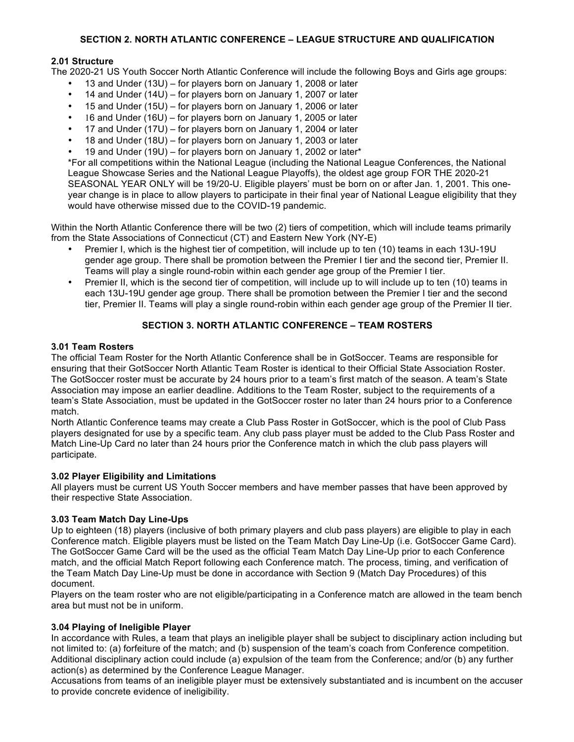## SECTION 2. NORTH ATLANTIC CONFERENCE – LEAGUE STRUCTURE AND QUALIFICATION

### 2.01 Structure

The 2020-21 US Youth Soccer North Atlantic Conference will include the following Boys and Girls age groups:

- 13 and Under (13U) – for players born on January 1, 2008 or later
- 14 and Under (14U) – for players born on January 1, 2007 or later
- 15 and Under (15U) – for players born on January 1, 2006 or later
- 16 and Under (16U) – for players born on January 1, 2005 or later
- 17 and Under (17U) – for players born on January 1, 2004 or later
- 18 and Under (18U) – for players born on January 1, 2003 or later
- 19 and Under (19U) – for players born on January 1, 2002 or later*

*For all competitions within the National League (including the National League Conferences, the National League Showcase Series and the National League Playoffs), the oldest age group FOR THE 2020-21 SEASONAL YEAR ONLY will be 19/20-U. Eligible players' must be born on or after Jan. 1, 2001. This one-year change is in place to allow players to participate in their final year of National League eligibility that they would have otherwise missed due to the COVID-19 pandemic.

Within the North Atlantic Conference there will be two (2) tiers of competition, which will include teams primarily from the State Associations of Connecticut (CT) and Eastern New York (NY-E)

- Premier I, which is the highest tier of competition, will include up to ten (10) teams in each 13U-19U gender age group. There shall be promotion between the Premier I tier and the second tier, Premier II. Teams will play a single round-robin within each gender age group of the Premier I tier.
- Premier II, which is the second tier of competition, will include up to will include up to ten (10) teams in each 13U-19U gender age group. There shall be promotion between the Premier I tier and the second tier, Premier II. Teams will play a single round-robin within each gender age group of the Premier II tier.

## SECTION 3. NORTH ATLANTIC CONFERENCE – TEAM ROSTERS

### 3.01 Team Rosters

The official Team Roster for the North Atlantic Conference shall be in GotSoccer. Teams are responsible for ensuring that their GotSoccer North Atlantic Team Roster is identical to their Official State Association Roster. The GotSoccer roster must be accurate by 24 hours prior to a team's first match of the season. A team's State Association may impose an earlier deadline. Additions to the Team Roster, subject to the requirements of a team's State Association, must be updated in the GotSoccer roster no later than 24 hours prior to a Conference match.

North Atlantic Conference teams may create a Club Pass Roster in GotSoccer, which is the pool of Club Pass players designated for use by a specific team. Any club pass player must be added to the Club Pass Roster and Match Line-Up Card no later than 24 hours prior the Conference match in which the club pass players will participate.

### 3.02 Player Eligibility and Limitations

All players must be current US Youth Soccer members and have member passes that have been approved by their respective State Association.

### 3.03 Team Match Day Line-Ups

Up to eighteen (18) players (inclusive of both primary players and club pass players) are eligible to play in each Conference match. Eligible players must be listed on the Team Match Day Line-Up (i.e. GotSoccer Game Card). The GotSoccer Game Card will be the used as the official Team Match Day Line-Up prior to each Conference match, and the official Match Report following each Conference match. The process, timing, and verification of the Team Match Day Line-Up must be done in accordance with Section 9 (Match Day Procedures) of this document.

Players on the team roster who are not eligible/participating in a Conference match are allowed in the team bench area but must not be in uniform.

### 3.04 Playing of Ineligible Player

In accordance with Rules, a team that plays an ineligible player shall be subject to disciplinary action including but not limited to: (a) forfeiture of the match; and (b) suspension of the team's coach from Conference competition. Additional disciplinary action could include (a) expulsion of the team from the Conference; and/or (b) any further action(s) as determined by the Conference League Manager.

Accusations from teams of an ineligible player must be extensively substantiated and is incumbent on the accuser to provide concrete evidence of ineligibility.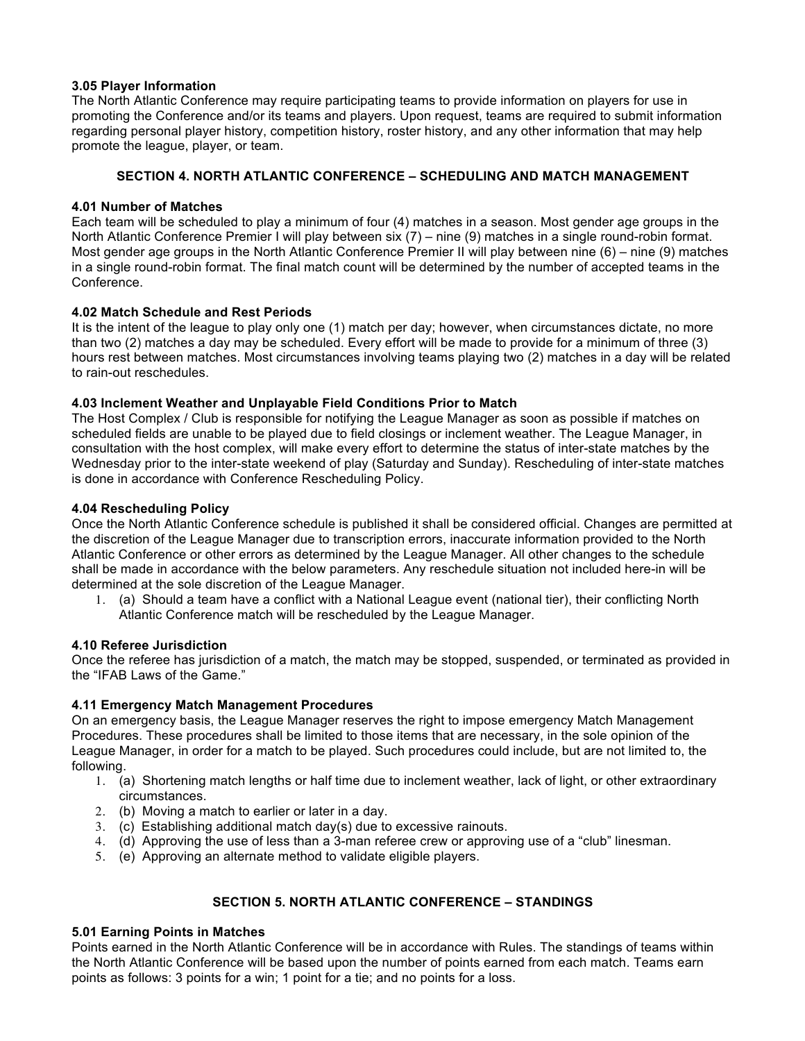### 3.05 Player Information

The North Atlantic Conference may require participating teams to provide information on players for use in promoting the Conference and/or its teams and players. Upon request, teams are required to submit information regarding personal player history, competition history, roster history, and any other information that may help promote the league, player, or team.

## SECTION 4. NORTH ATLANTIC CONFERENCE – SCHEDULING AND MATCH MANAGEMENT

### 4.01 Number of Matches

Each team will be scheduled to play a minimum of four (4) matches in a season. Most gender age groups in the North Atlantic Conference Premier I will play between six (7) – nine (9) matches in a single round-robin format. Most gender age groups in the North Atlantic Conference Premier II will play between nine (6) – nine (9) matches in a single round-robin format. The final match count will be determined by the number of accepted teams in the Conference.

### 4.02 Match Schedule and Rest Periods

It is the intent of the league to play only one (1) match per day; however, when circumstances dictate, no more than two (2) matches a day may be scheduled. Every effort will be made to provide for a minimum of three (3) hours rest between matches. Most circumstances involving teams playing two (2) matches in a day will be related to rain-out reschedules.

### 4.03 Inclement Weather and Unplayable Field Conditions Prior to Match

The Host Complex / Club is responsible for notifying the League Manager as soon as possible if matches on scheduled fields are unable to be played due to field closings or inclement weather. The League Manager, in consultation with the host complex, will make every effort to determine the status of inter-state matches by the Wednesday prior to the inter-state weekend of play (Saturday and Sunday). Rescheduling of inter-state matches is done in accordance with Conference Rescheduling Policy.

### 4.04 Rescheduling Policy

Once the North Atlantic Conference schedule is published it shall be considered official. Changes are permitted at the discretion of the League Manager due to transcription errors, inaccurate information provided to the North Atlantic Conference or other errors as determined by the League Manager. All other changes to the schedule shall be made in accordance with the below parameters. Any reschedule situation not included here-in will be determined at the sole discretion of the League Manager.

1. (a) Should a team have a conflict with a National League event (national tier), their conflicting North Atlantic Conference match will be rescheduled by the League Manager.

### 4.10 Referee Jurisdiction

Once the referee has jurisdiction of a match, the match may be stopped, suspended, or terminated as provided in the "IFAB Laws of the Game."

### 4.11 Emergency Match Management Procedures

On an emergency basis, the League Manager reserves the right to impose emergency Match Management Procedures. These procedures shall be limited to those items that are necessary, in the sole opinion of the League Manager, in order for a match to be played. Such procedures could include, but are not limited to, the following.

1. (a) Shortening match lengths or half time due to inclement weather, lack of light, or other extraordinary circumstances.
2. (b) Moving a match to earlier or later in a day.
3. (c) Establishing additional match day(s) due to excessive rainouts.
4. (d) Approving the use of less than a 3-man referee crew or approving use of a "club" linesman.
5. (e) Approving an alternate method to validate eligible players.

## SECTION 5. NORTH ATLANTIC CONFERENCE – STANDINGS

### 5.01 Earning Points in Matches

Points earned in the North Atlantic Conference will be in accordance with Rules. The standings of teams within the North Atlantic Conference will be based upon the number of points earned from each match. Teams earn points as follows: 3 points for a win; 1 point for a tie; and no points for a loss.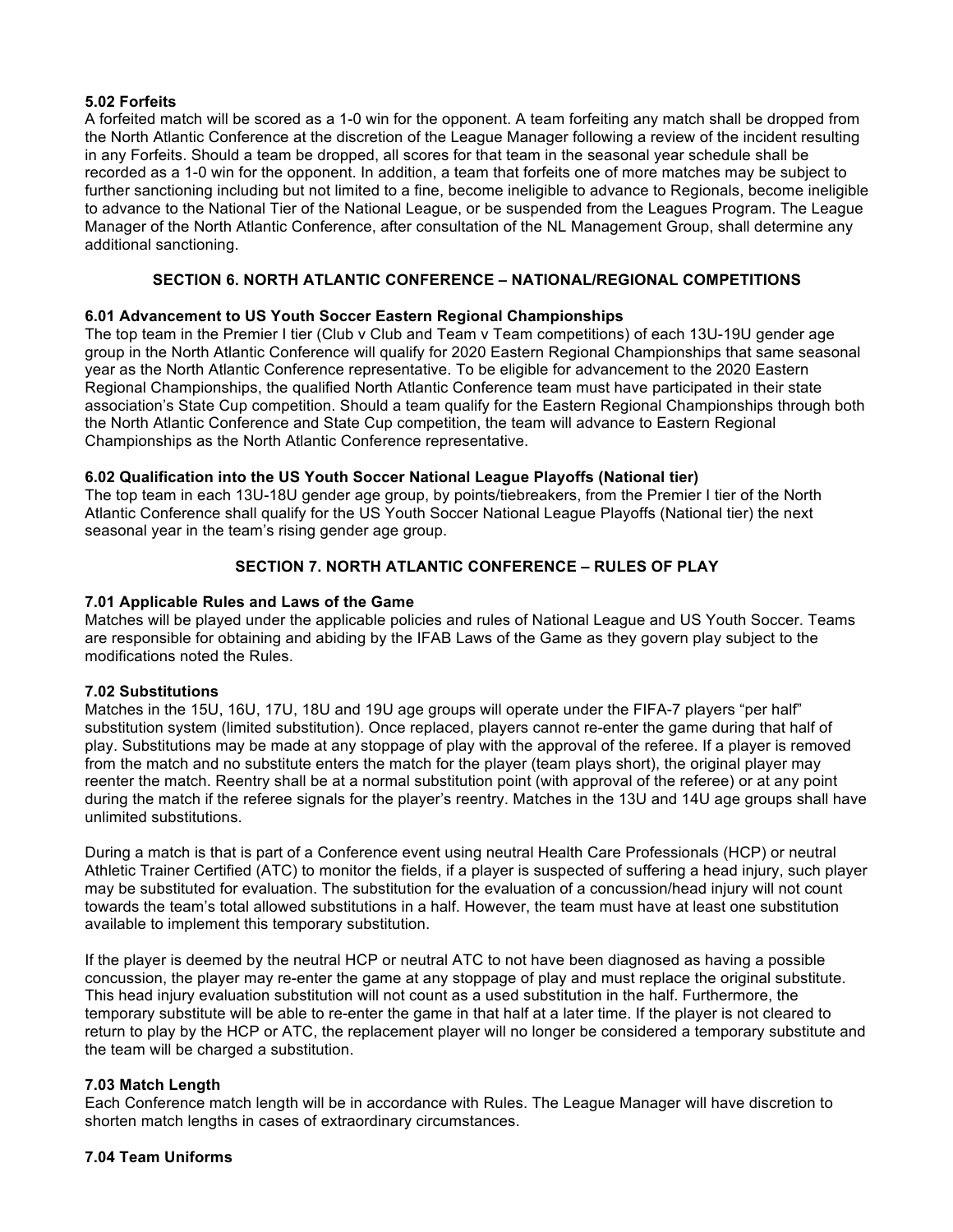**5.02 Forfeits**

A forfeited match will be scored as a 1-0 win for the opponent. A team forfeiting any match shall be dropped from the North Atlantic Conference at the discretion of the League Manager following a review of the incident resulting in any Forfeits. Should a team be dropped, all scores for that team in the seasonal year schedule shall be recorded as a 1-0 win for the opponent. In addition, a team that forfeits one of more matches may be subject to further sanctioning including but not limited to a fine, become ineligible to advance to Regionals, become ineligible to advance to the National Tier of the National League, or be suspended from the Leagues Program. The League Manager of the North Atlantic Conference, after consultation of the NL Management Group, shall determine any additional sanctioning.

## SECTION 6. NORTH ATLANTIC CONFERENCE – NATIONAL/REGIONAL COMPETITIONS

**6.01 Advancement to US Youth Soccer Eastern Regional Championships**

The top team in the Premier I tier (Club v Club and Team v Team competitions) of each 13U-19U gender age group in the North Atlantic Conference will qualify for 2020 Eastern Regional Championships that same seasonal year as the North Atlantic Conference representative. To be eligible for advancement to the 2020 Eastern Regional Championships, the qualified North Atlantic Conference team must have participated in their state association's State Cup competition. Should a team qualify for the Eastern Regional Championships through both the North Atlantic Conference and State Cup competition, the team will advance to Eastern Regional Championships as the North Atlantic Conference representative.

**6.02 Qualification into the US Youth Soccer National League Playoffs (National tier)**

The top team in each 13U-18U gender age group, by points/tiebreakers, from the Premier I tier of the North Atlantic Conference shall qualify for the US Youth Soccer National League Playoffs (National tier) the next seasonal year in the team's rising gender age group.

## SECTION 7. NORTH ATLANTIC CONFERENCE – RULES OF PLAY

**7.01 Applicable Rules and Laws of the Game**

Matches will be played under the applicable policies and rules of National League and US Youth Soccer. Teams are responsible for obtaining and abiding by the IFAB Laws of the Game as they govern play subject to the modifications noted the Rules.

**7.02 Substitutions**

Matches in the 15U, 16U, 17U, 18U and 19U age groups will operate under the FIFA-7 players "per half" substitution system (limited substitution). Once replaced, players cannot re-enter the game during that half of play. Substitutions may be made at any stoppage of play with the approval of the referee. If a player is removed from the match and no substitute enters the match for the player (team plays short), the original player may reenter the match. Reentry shall be at a normal substitution point (with approval of the referee) or at any point during the match if the referee signals for the player's reentry. Matches in the 13U and 14U age groups shall have unlimited substitutions.

During a match is that is part of a Conference event using neutral Health Care Professionals (HCP) or neutral Athletic Trainer Certified (ATC) to monitor the fields, if a player is suspected of suffering a head injury, such player may be substituted for evaluation. The substitution for the evaluation of a concussion/head injury will not count towards the team's total allowed substitutions in a half. However, the team must have at least one substitution available to implement this temporary substitution.

If the player is deemed by the neutral HCP or neutral ATC to not have been diagnosed as having a possible concussion, the player may re-enter the game at any stoppage of play and must replace the original substitute. This head injury evaluation substitution will not count as a used substitution in the half. Furthermore, the temporary substitute will be able to re-enter the game in that half at a later time. If the player is not cleared to return to play by the HCP or ATC, the replacement player will no longer be considered a temporary substitute and the team will be charged a substitution.

**7.03 Match Length**

Each Conference match length will be in accordance with Rules. The League Manager will have discretion to shorten match lengths in cases of extraordinary circumstances.

**7.04 Team Uniforms**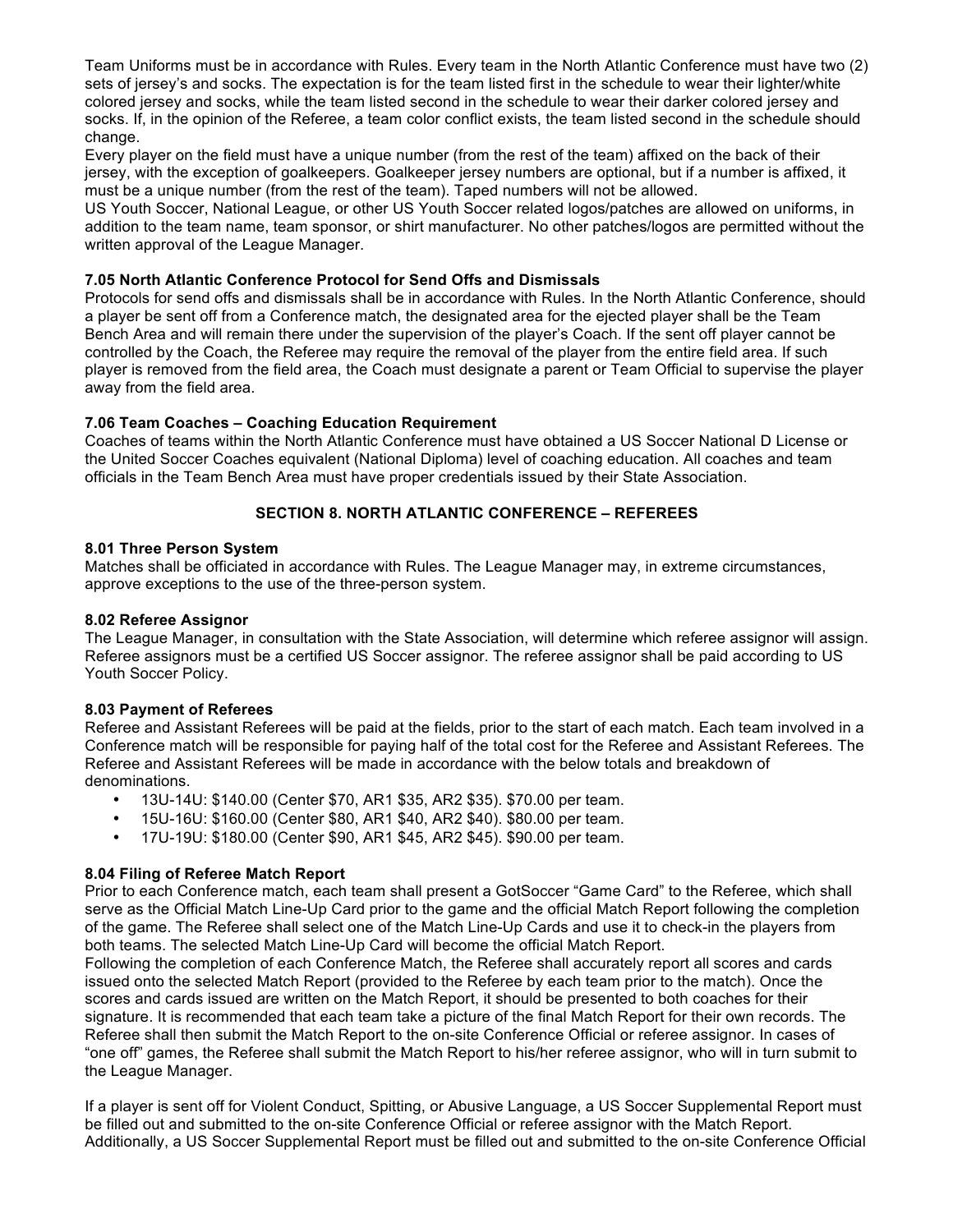Team Uniforms must be in accordance with Rules. Every team in the North Atlantic Conference must have two (2) sets of jersey's and socks. The expectation is for the team listed first in the schedule to wear their lighter/white colored jersey and socks, while the team listed second in the schedule to wear their darker colored jersey and socks. If, in the opinion of the Referee, a team color conflict exists, the team listed second in the schedule should change.

Every player on the field must have a unique number (from the rest of the team) affixed on the back of their jersey, with the exception of goalkeepers. Goalkeeper jersey numbers are optional, but if a number is affixed, it must be a unique number (from the rest of the team). Taped numbers will not be allowed.

US Youth Soccer, National League, or other US Youth Soccer related logos/patches are allowed on uniforms, in addition to the team name, team sponsor, or shirt manufacturer. No other patches/logos are permitted without the written approval of the League Manager.

**7.05 North Atlantic Conference Protocol for Send Offs and Dismissals**

Protocols for send offs and dismissals shall be in accordance with Rules. In the North Atlantic Conference, should a player be sent off from a Conference match, the designated area for the ejected player shall be the Team Bench Area and will remain there under the supervision of the player's Coach. If the sent off player cannot be controlled by the Coach, the Referee may require the removal of the player from the entire field area. If such player is removed from the field area, the Coach must designate a parent or Team Official to supervise the player away from the field area.

**7.06 Team Coaches – Coaching Education Requirement**

Coaches of teams within the North Atlantic Conference must have obtained a US Soccer National D License or the United Soccer Coaches equivalent (National Diploma) level of coaching education. All coaches and team officials in the Team Bench Area must have proper credentials issued by their State Association.

## SECTION 8. NORTH ATLANTIC CONFERENCE – REFEREES

**8.01 Three Person System**

Matches shall be officiated in accordance with Rules. The League Manager may, in extreme circumstances, approve exceptions to the use of the three-person system.

**8.02 Referee Assignor**

The League Manager, in consultation with the State Association, will determine which referee assignor will assign. Referee assignors must be a certified US Soccer assignor. The referee assignor shall be paid according to US Youth Soccer Policy.

**8.03 Payment of Referees**

Referee and Assistant Referees will be paid at the fields, prior to the start of each match. Each team involved in a Conference match will be responsible for paying half of the total cost for the Referee and Assistant Referees. The Referee and Assistant Referees will be made in accordance with the below totals and breakdown of denominations.

- 13U-14U: $140.00 (Center $70, AR1 $35, AR2 $35). $70.00 per team.
- 15U-16U: $160.00 (Center $80, AR1 $40, AR2 $40). $80.00 per team.
- 17U-19U: $180.00 (Center $90, AR1 $45, AR2 $45). $90.00 per team.

**8.04 Filing of Referee Match Report**

Prior to each Conference match, each team shall present a GotSoccer "Game Card" to the Referee, which shall serve as the Official Match Line-Up Card prior to the game and the official Match Report following the completion of the game. The Referee shall select one of the Match Line-Up Cards and use it to check-in the players from both teams. The selected Match Line-Up Card will become the official Match Report.

Following the completion of each Conference Match, the Referee shall accurately report all scores and cards issued onto the selected Match Report (provided to the Referee by each team prior to the match). Once the scores and cards issued are written on the Match Report, it should be presented to both coaches for their signature. It is recommended that each team take a picture of the final Match Report for their own records. The Referee shall then submit the Match Report to the on-site Conference Official or referee assignor. In cases of "one off" games, the Referee shall submit the Match Report to his/her referee assignor, who will in turn submit to the League Manager.

If a player is sent off for Violent Conduct, Spitting, or Abusive Language, a US Soccer Supplemental Report must be filled out and submitted to the on-site Conference Official or referee assignor with the Match Report. Additionally, a US Soccer Supplemental Report must be filled out and submitted to the on-site Conference Official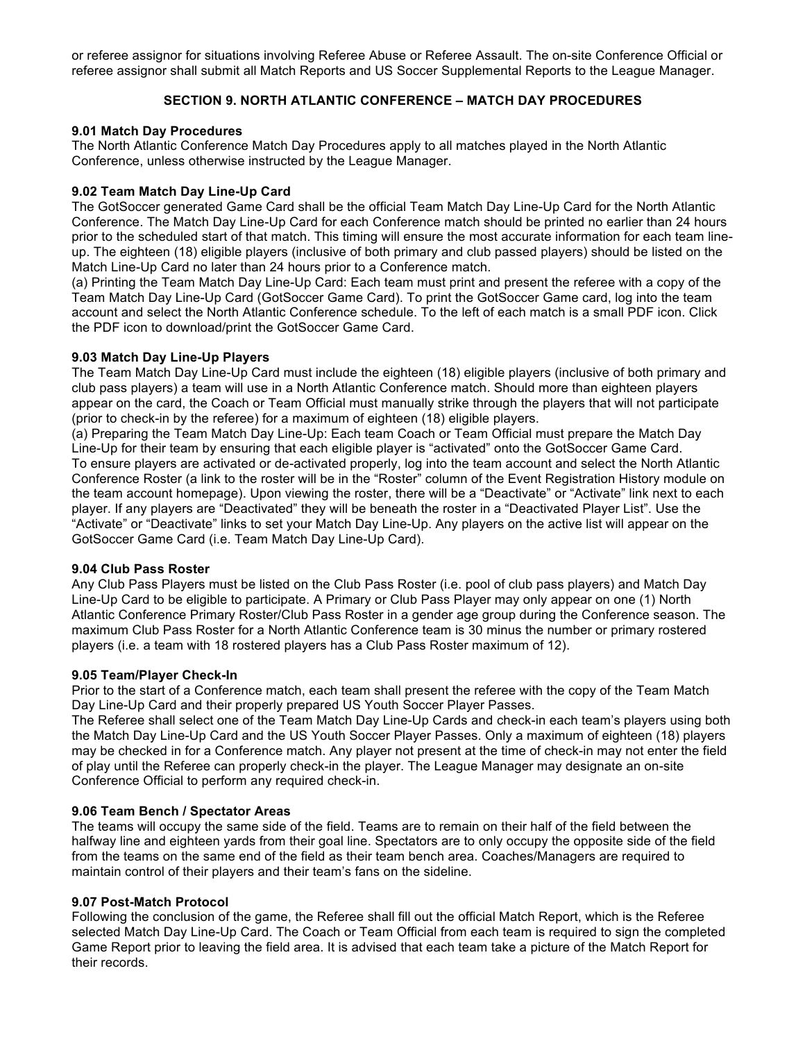or referee assignor for situations involving Referee Abuse or Referee Assault. The on-site Conference Official or referee assignor shall submit all Match Reports and US Soccer Supplemental Reports to the League Manager.

## SECTION 9. NORTH ATLANTIC CONFERENCE – MATCH DAY PROCEDURES

### 9.01 Match Day Procedures

The North Atlantic Conference Match Day Procedures apply to all matches played in the North Atlantic Conference, unless otherwise instructed by the League Manager.

### 9.02 Team Match Day Line-Up Card

The GotSoccer generated Game Card shall be the official Team Match Day Line-Up Card for the North Atlantic Conference. The Match Day Line-Up Card for each Conference match should be printed no earlier than 24 hours prior to the scheduled start of that match. This timing will ensure the most accurate information for each team line-up. The eighteen (18) eligible players (inclusive of both primary and club passed players) should be listed on the Match Line-Up Card no later than 24 hours prior to a Conference match.

(a) Printing the Team Match Day Line-Up Card: Each team must print and present the referee with a copy of the Team Match Day Line-Up Card (GotSoccer Game Card). To print the GotSoccer Game card, log into the team account and select the North Atlantic Conference schedule. To the left of each match is a small PDF icon. Click the PDF icon to download/print the GotSoccer Game Card.

### 9.03 Match Day Line-Up Players

The Team Match Day Line-Up Card must include the eighteen (18) eligible players (inclusive of both primary and club pass players) a team will use in a North Atlantic Conference match. Should more than eighteen players appear on the card, the Coach or Team Official must manually strike through the players that will not participate (prior to check-in by the referee) for a maximum of eighteen (18) eligible players.

(a) Preparing the Team Match Day Line-Up: Each team Coach or Team Official must prepare the Match Day Line-Up for their team by ensuring that each eligible player is "activated" onto the GotSoccer Game Card. To ensure players are activated or de-activated properly, log into the team account and select the North Atlantic Conference Roster (a link to the roster will be in the "Roster" column of the Event Registration History module on the team account homepage). Upon viewing the roster, there will be a "Deactivate" or "Activate" link next to each player. If any players are "Deactivated" they will be beneath the roster in a "Deactivated Player List". Use the "Activate" or "Deactivate" links to set your Match Day Line-Up. Any players on the active list will appear on the GotSoccer Game Card (i.e. Team Match Day Line-Up Card).

### 9.04 Club Pass Roster

Any Club Pass Players must be listed on the Club Pass Roster (i.e. pool of club pass players) and Match Day Line-Up Card to be eligible to participate. A Primary or Club Pass Player may only appear on one (1) North Atlantic Conference Primary Roster/Club Pass Roster in a gender age group during the Conference season. The maximum Club Pass Roster for a North Atlantic Conference team is 30 minus the number or primary rostered players (i.e. a team with 18 rostered players has a Club Pass Roster maximum of 12).

### 9.05 Team/Player Check-In

Prior to the start of a Conference match, each team shall present the referee with the copy of the Team Match Day Line-Up Card and their properly prepared US Youth Soccer Player Passes.

The Referee shall select one of the Team Match Day Line-Up Cards and check-in each team's players using both the Match Day Line-Up Card and the US Youth Soccer Player Passes. Only a maximum of eighteen (18) players may be checked in for a Conference match. Any player not present at the time of check-in may not enter the field of play until the Referee can properly check-in the player. The League Manager may designate an on-site Conference Official to perform any required check-in.

### 9.06 Team Bench / Spectator Areas

The teams will occupy the same side of the field. Teams are to remain on their half of the field between the halfway line and eighteen yards from their goal line. Spectators are to only occupy the opposite side of the field from the teams on the same end of the field as their team bench area. Coaches/Managers are required to maintain control of their players and their team's fans on the sideline.

### 9.07 Post-Match Protocol

Following the conclusion of the game, the Referee shall fill out the official Match Report, which is the Referee selected Match Day Line-Up Card. The Coach or Team Official from each team is required to sign the completed Game Report prior to leaving the field area. It is advised that each team take a picture of the Match Report for their records.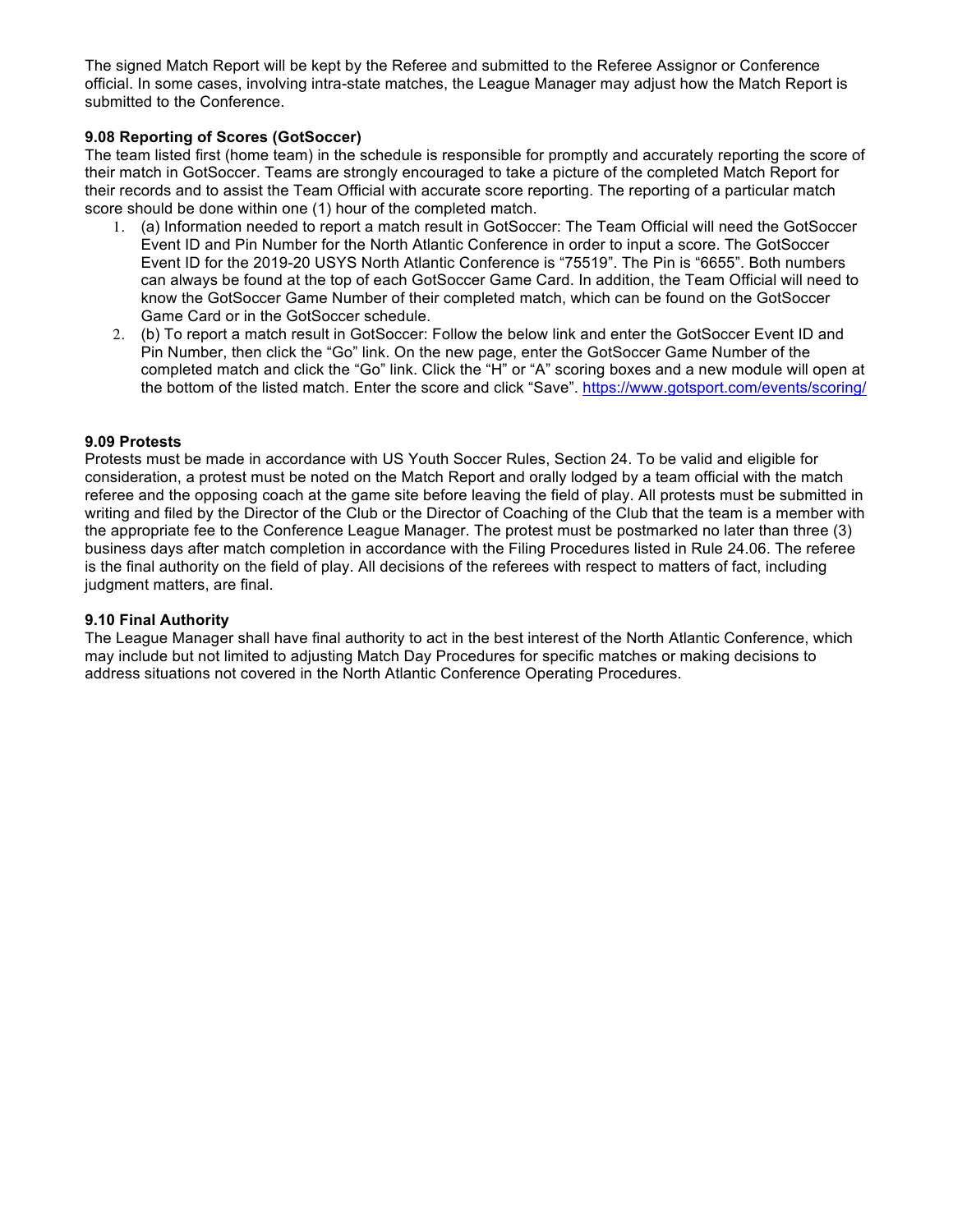The signed Match Report will be kept by the Referee and submitted to the Referee Assignor or Conference official. In some cases, involving intra-state matches, the League Manager may adjust how the Match Report is submitted to the Conference.

**9.08 Reporting of Scores (GotSoccer)**

The team listed first (home team) in the schedule is responsible for promptly and accurately reporting the score of their match in GotSoccer. Teams are strongly encouraged to take a picture of the completed Match Report for their records and to assist the Team Official with accurate score reporting. The reporting of a particular match score should be done within one (1) hour of the completed match.

1. (a) Information needed to report a match result in GotSoccer: The Team Official will need the GotSoccer Event ID and Pin Number for the North Atlantic Conference in order to input a score. The GotSoccer Event ID for the 2019-20 USYS North Atlantic Conference is "75519". The Pin is "6655". Both numbers can always be found at the top of each GotSoccer Game Card. In addition, the Team Official will need to know the GotSoccer Game Number of their completed match, which can be found on the GotSoccer Game Card or in the GotSoccer schedule.
2. (b) To report a match result in GotSoccer: Follow the below link and enter the GotSoccer Event ID and Pin Number, then click the "Go" link. On the new page, enter the GotSoccer Game Number of the completed match and click the "Go" link. Click the "H" or "A" scoring boxes and a new module will open at the bottom of the listed match. Enter the score and click "Save". https://www.gotsport.com/events/scoring/

**9.09 Protests**

Protests must be made in accordance with US Youth Soccer Rules, Section 24. To be valid and eligible for consideration, a protest must be noted on the Match Report and orally lodged by a team official with the match referee and the opposing coach at the game site before leaving the field of play. All protests must be submitted in writing and filed by the Director of the Club or the Director of Coaching of the Club that the team is a member with the appropriate fee to the Conference League Manager. The protest must be postmarked no later than three (3) business days after match completion in accordance with the Filing Procedures listed in Rule 24.06. The referee is the final authority on the field of play. All decisions of the referees with respect to matters of fact, including judgment matters, are final.

**9.10 Final Authority**

The League Manager shall have final authority to act in the best interest of the North Atlantic Conference, which may include but not limited to adjusting Match Day Procedures for specific matches or making decisions to address situations not covered in the North Atlantic Conference Operating Procedures.